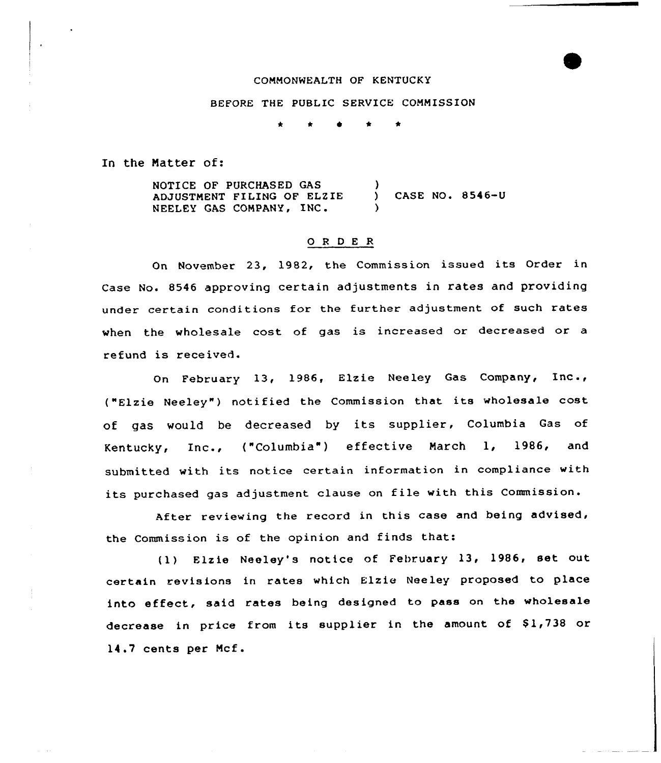COMMONWEALTH OF KENTUCKY

BEFORE THE PUBLIC SERVICE COMMISSION

\* \* \* \* \*

In the Matter of:

NOTICE OF PURCHASED GAS ADJUSTMENT FILING OF ELZIE NEELEY GAS COMPANY, INC. ) CASE NO. 8546-U

O R D E R

On November 23, 1982, the Commission issued its Order in Case No. 8546 approving certain adjustments in rates and providing under certain conditions for the further adjustment of such rates when the wholesale cost of gas is increased or decreased or a refund is received.

On February 13, 1986, Elzie Neeley Gas Company, Inc., ("Elzie Neeley") notified the Commission that its wholesale cost of gas would be decreased by its supplier, Columbia Gas of Kentucky, Inc., ("Columbia") effective March 1, 1986, and submitted with its notice certain information in compliance with its purchased gas adjustment clause on file with this Commission.

After reviewing the record in this case and being advised, the Commission is of the opinion and finds that:

(1) Elzie Neeley's notice of February 13, 1986, set out certain revisions in rates which Elzie Neeley proposed to place into effect, said rates being designed to pass on the wholesale decrease in price from its supplier in the amount of $1,738 or 14.7 cents per Mcf.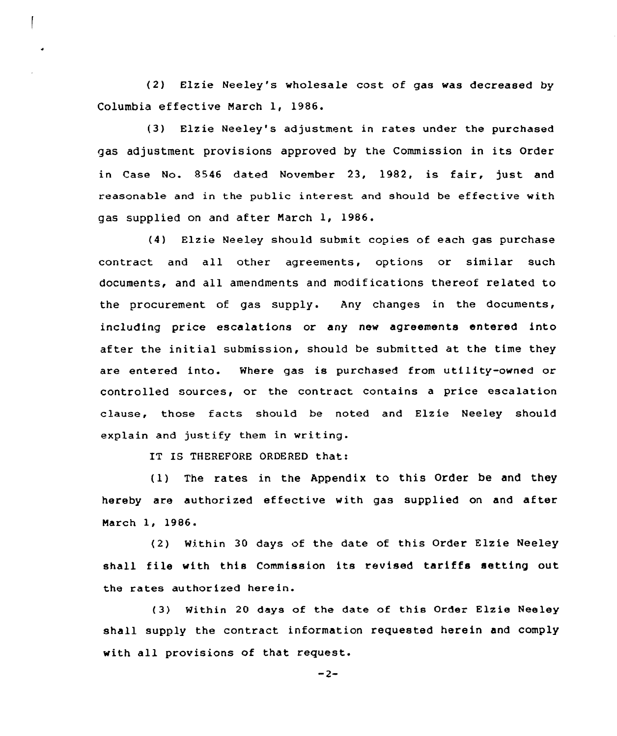(2) Elzie Neeley's wholesale cost of gas was decreased by Columbia effective March 1, 1986.

(3) Elzie Neeley's adjustment in rates under the purchased gas adjustment provisions approved by the Commission in its Order in Case No. 8546 dated November 23, 1982, is fair, just and reasonable and in the public interest and should be effective with gas supplied on and after March 1, 1986.

(4) Elzie Neeley should submit copies of each gas purchase contract and all other agreements, options or similar such documents, and all amendments and modifications thereof related to the procurement of gas supply. Any changes in the documents, including price escalations or any new agreements entered into after the initial submission, should be submitted at the time they are entered into. Where gas is purchased from utility-owned or controlled sources, or the contract contains a price escalation clause, those facts should be noted and Elzie Neeley should explain and justify them in writing.

IT IS THEREFORE ORDERED that:

(1) The rates in the Appendix to this Order be and they hereby are authorized effective with gas supplied on and after March 1, 1986.

(2) Within 30 days of the date of this Order Elzie Neeley shall file with this Commission its revised tariffs setting out the rates authorized herein.

(3) Within 20 days of the date of this Order Elzie Neeley shall supply the contract information requested herein and comply with all provisions of that request.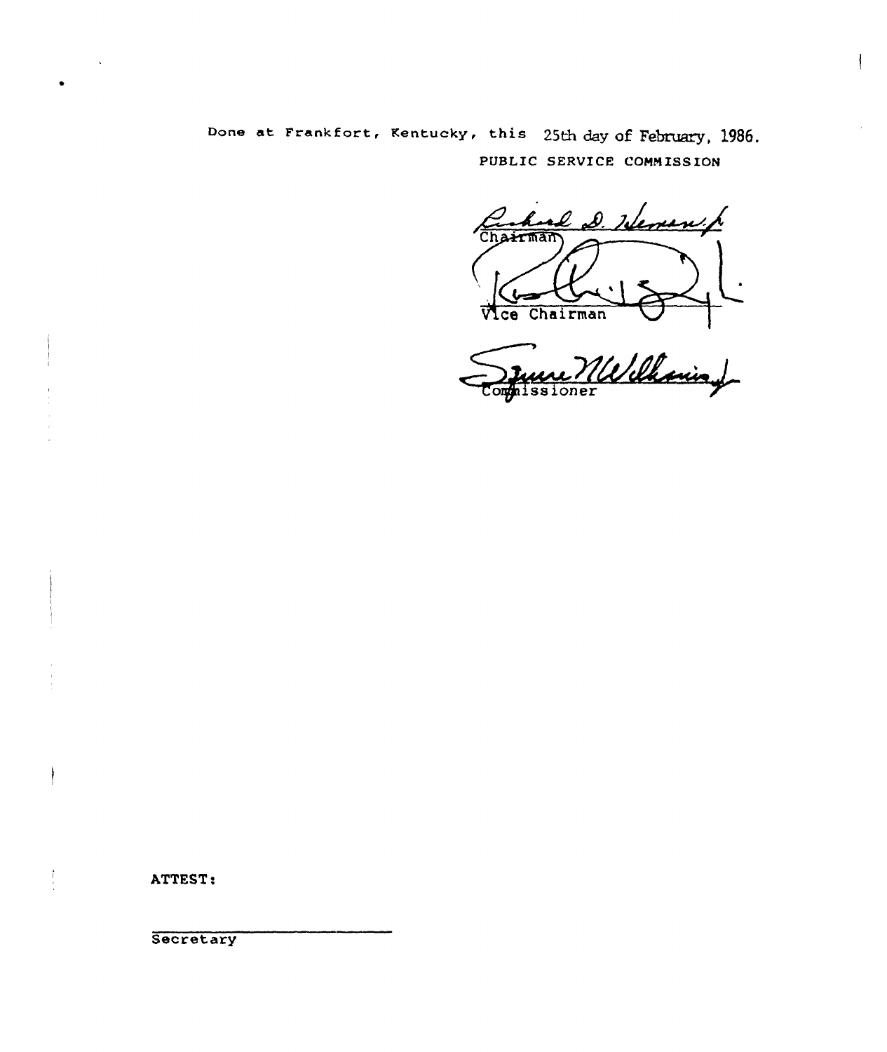Done at Frankfort, Kentucky, this 25th day of February, 1986.

PUBLIC SERVICE COMMISSION

Chairman

Vice Chairman

Commissioner

ATTEST:

Secretary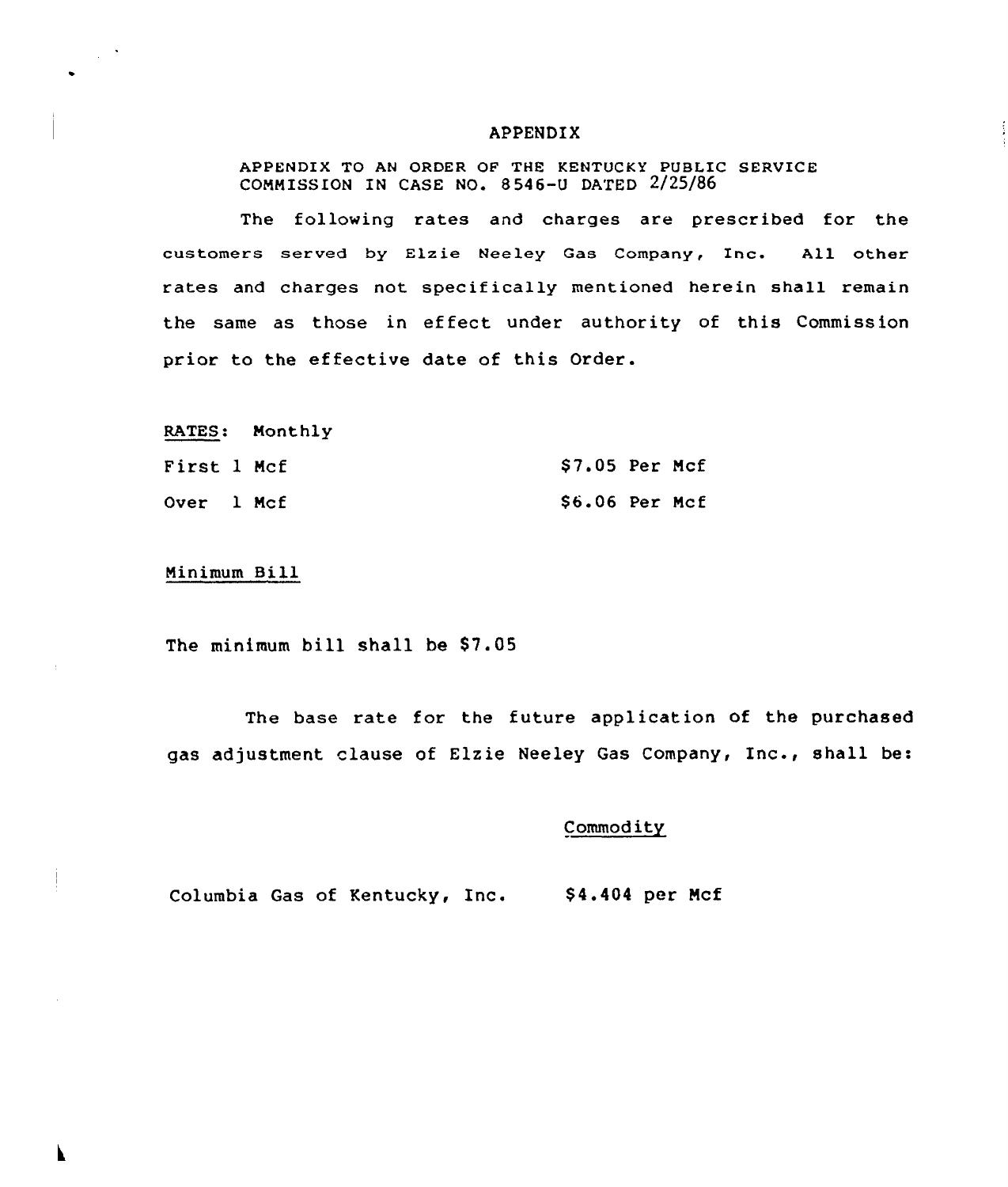# APPENDIX

APPENDIX TO AN ORDER OF THE KENTUCKY PUBLIC SERVICE COMMISSION IN CASE NO. 8546-U DATED 2/25/86

The following rates and charges are prescribed for the customers served by Elzie Neeley Gas Company, Inc. All other rates and charges not specifically mentioned herein shall remain the same as those in effect under authority of this Commission prior to the effective date of this Order.

<u>RATES</u>: Monthly

| | |
|---|---|
| First 1 Mcf | $7.05 Per Mcf |
| Over 1 Mcf | $6.06 Per Mcf |

<u>Minimum Bill</u>

The minimum bill shall be $7.05

The base rate for the future application of the purchased gas adjustment clause of Elzie Neeley Gas Company, Inc., shall be:

| | <u>Commodity</u> |
|---|---|
| Columbia Gas of Kentucky, Inc. | $4.404 per Mcf |